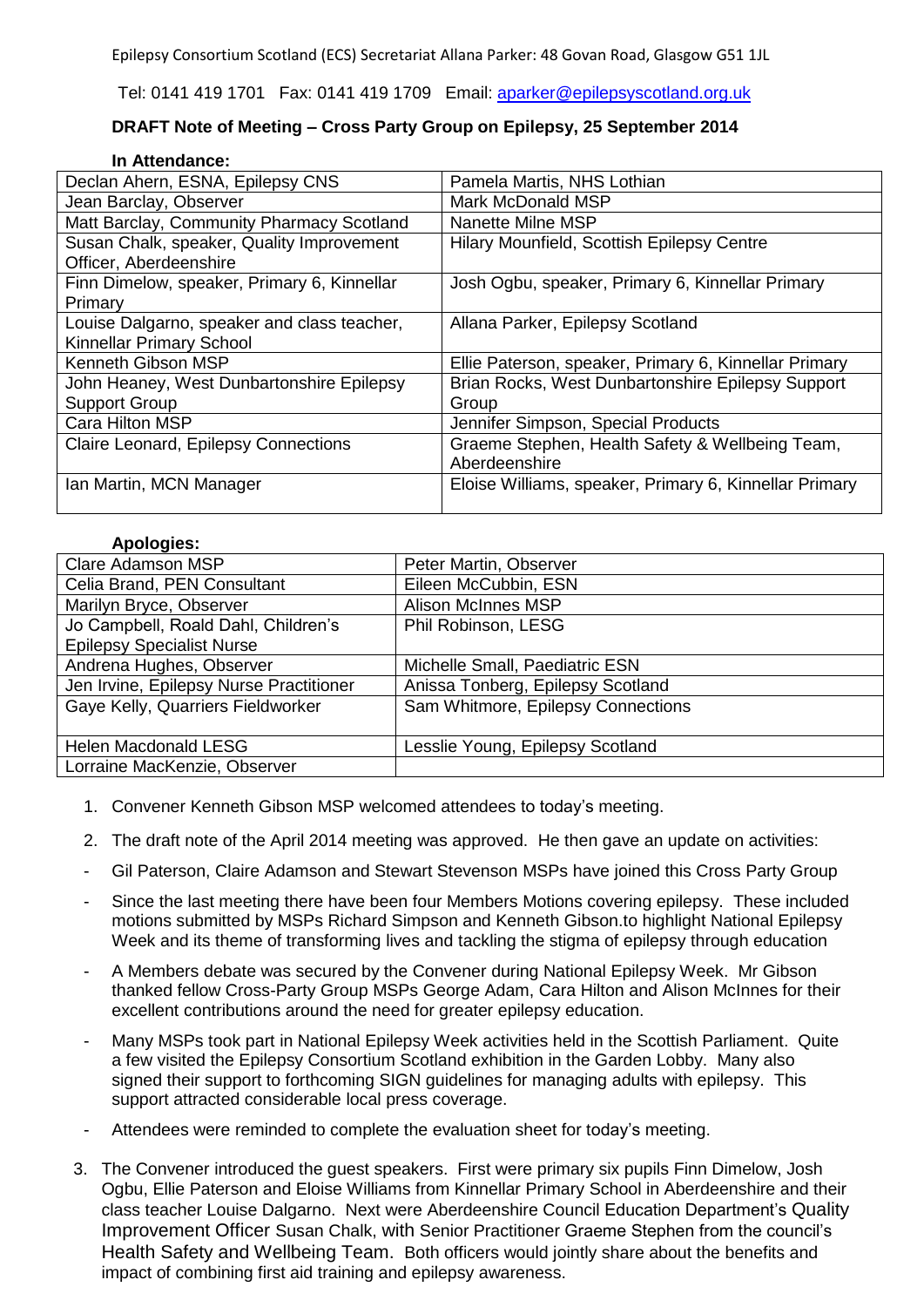Epilepsy Consortium Scotland (ECS) Secretariat Allana Parker: 48 Govan Road, Glasgow G51 1JL

Tel: 0141 419 1701 Fax: 0141 419 1709 Email: aparker@epilepsyscotland.org.uk

**DRAFT Note of Meeting – Cross Party Group on Epilepsy, 25 September 2014**

**In Attendance:**

| | |
|---|---|
| Declan Ahern, ESNA, Epilepsy CNS | Pamela Martis, NHS Lothian |
| Jean Barclay, Observer | Mark McDonald MSP |
| Matt Barclay, Community Pharmacy Scotland | Nanette Milne MSP |
| Susan Chalk, speaker, Quality Improvement Officer, Aberdeenshire | Hilary Mounfield, Scottish Epilepsy Centre |
| Finn Dimelow, speaker, Primary 6, Kinnellar Primary | Josh Ogbu, speaker, Primary 6, Kinnellar Primary |
| Louise Dalgarno, speaker and class teacher, Kinnellar Primary School | Allana Parker, Epilepsy Scotland |
| Kenneth Gibson MSP | Ellie Paterson, speaker, Primary 6, Kinnellar Primary |
| John Heaney, West Dunbartonshire Epilepsy Support Group | Brian Rocks, West Dunbartonshire Epilepsy Support Group |
| Cara Hilton MSP | Jennifer Simpson, Special Products |
| Claire Leonard, Epilepsy Connections | Graeme Stephen, Health Safety & Wellbeing Team, Aberdeenshire |
| Ian Martin, MCN Manager | Eloise Williams, speaker, Primary 6, Kinnellar Primary |

**Apologies:**

| | |
|---|---|
| Clare Adamson MSP | Peter Martin, Observer |
| Celia Brand, PEN Consultant | Eileen McCubbin, ESN |
| Marilyn Bryce, Observer | Alison McInnes MSP |
| Jo Campbell, Roald Dahl, Children's Epilepsy Specialist Nurse | Phil Robinson, LESG |
| Andrena Hughes, Observer | Michelle Small, Paediatric ESN |
| Jen Irvine, Epilepsy Nurse Practitioner | Anissa Tonberg, Epilepsy Scotland |
| Gaye Kelly, Quarriers Fieldworker | Sam Whitmore, Epilepsy Connections |
| Helen Macdonald LESG | Lesslie Young, Epilepsy Scotland |
| Lorraine MacKenzie, Observer | |

1. Convener Kenneth Gibson MSP welcomed attendees to today's meeting.

2. The draft note of the April 2014 meeting was approved. He then gave an update on activities:

- Gil Paterson, Claire Adamson and Stewart Stevenson MSPs have joined this Cross Party Group
- Since the last meeting there have been four Members Motions covering epilepsy. These included motions submitted by MSPs Richard Simpson and Kenneth Gibson.to highlight National Epilepsy Week and its theme of transforming lives and tackling the stigma of epilepsy through education
- A Members debate was secured by the Convener during National Epilepsy Week. Mr Gibson thanked fellow Cross-Party Group MSPs George Adam, Cara Hilton and Alison McInnes for their excellent contributions around the need for greater epilepsy education.
- Many MSPs took part in National Epilepsy Week activities held in the Scottish Parliament. Quite a few visited the Epilepsy Consortium Scotland exhibition in the Garden Lobby. Many also signed their support to forthcoming SIGN guidelines for managing adults with epilepsy. This support attracted considerable local press coverage.
- Attendees were reminded to complete the evaluation sheet for today's meeting.

3. The Convener introduced the guest speakers. First were primary six pupils Finn Dimelow, Josh Ogbu, Ellie Paterson and Eloise Williams from Kinnellar Primary School in Aberdeenshire and their class teacher Louise Dalgarno. Next were Aberdeenshire Council Education Department's Quality Improvement Officer Susan Chalk, with Senior Practitioner Graeme Stephen from the council's Health Safety and Wellbeing Team. Both officers would jointly share about the benefits and impact of combining first aid training and epilepsy awareness.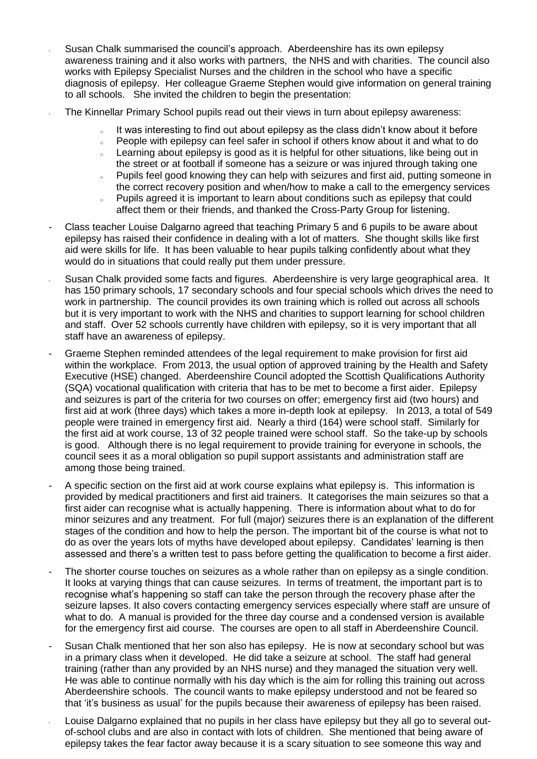- Susan Chalk summarised the council's approach. Aberdeenshire has its own epilepsy awareness training and it also works with partners, the NHS and with charities. The council also works with Epilepsy Specialist Nurses and the children in the school who have a specific diagnosis of epilepsy. Her colleague Graeme Stephen would give information on general training to all schools. She invited the children to begin the presentation:
- The Kinnellar Primary School pupils read out their views in turn about epilepsy awareness:
    - It was interesting to find out about epilepsy as the class didn't know about it before
    - People with epilepsy can feel safer in school if others know about it and what to do
    - Learning about epilepsy is good as it is helpful for other situations, like being out in the street or at football if someone has a seizure or was injured through taking one
    - Pupils feel good knowing they can help with seizures and first aid, putting someone in the correct recovery position and when/how to make a call to the emergency services
    - Pupils agreed it is important to learn about conditions such as epilepsy that could affect them or their friends, and thanked the Cross-Party Group for listening.
- Class teacher Louise Dalgarno agreed that teaching Primary 5 and 6 pupils to be aware about epilepsy has raised their confidence in dealing with a lot of matters. She thought skills like first aid were skills for life. It has been valuable to hear pupils talking confidently about what they would do in situations that could really put them under pressure.
- Susan Chalk provided some facts and figures. Aberdeenshire is very large geographical area. It has 150 primary schools, 17 secondary schools and four special schools which drives the need to work in partnership. The council provides its own training which is rolled out across all schools but it is very important to work with the NHS and charities to support learning for school children and staff. Over 52 schools currently have children with epilepsy, so it is very important that all staff have an awareness of epilepsy.
- Graeme Stephen reminded attendees of the legal requirement to make provision for first aid within the workplace. From 2013, the usual option of approved training by the Health and Safety Executive (HSE) changed. Aberdeenshire Council adopted the Scottish Qualifications Authority (SQA) vocational qualification with criteria that has to be met to become a first aider. Epilepsy and seizures is part of the criteria for two courses on offer; emergency first aid (two hours) and first aid at work (three days) which takes a more in-depth look at epilepsy. In 2013, a total of 549 people were trained in emergency first aid. Nearly a third (164) were school staff. Similarly for the first aid at work course, 13 of 32 people trained were school staff. So the take-up by schools is good. Although there is no legal requirement to provide training for everyone in schools, the council sees it as a moral obligation so pupil support assistants and administration staff are among those being trained.
- A specific section on the first aid at work course explains what epilepsy is. This information is provided by medical practitioners and first aid trainers. It categorises the main seizures so that a first aider can recognise what is actually happening. There is information about what to do for minor seizures and any treatment. For full (major) seizures there is an explanation of the different stages of the condition and how to help the person. The important bit of the course is what not to do as over the years lots of myths have developed about epilepsy. Candidates' learning is then assessed and there's a written test to pass before getting the qualification to become a first aider.
- The shorter course touches on seizures as a whole rather than on epilepsy as a single condition. It looks at varying things that can cause seizures. In terms of treatment, the important part is to recognise what's happening so staff can take the person through the recovery phase after the seizure lapses. It also covers contacting emergency services especially where staff are unsure of what to do. A manual is provided for the three day course and a condensed version is available for the emergency first aid course. The courses are open to all staff in Aberdeenshire Council.
- Susan Chalk mentioned that her son also has epilepsy. He is now at secondary school but was in a primary class when it developed. He did take a seizure at school. The staff had general training (rather than any provided by an NHS nurse) and they managed the situation very well. He was able to continue normally with his day which is the aim for rolling this training out across Aberdeenshire schools. The council wants to make epilepsy understood and not be feared so that 'it's business as usual' for the pupils because their awareness of epilepsy has been raised.
- Louise Dalgarno explained that no pupils in her class have epilepsy but they all go to several out-of-school clubs and are also in contact with lots of children. She mentioned that being aware of epilepsy takes the fear factor away because it is a scary situation to see someone this way and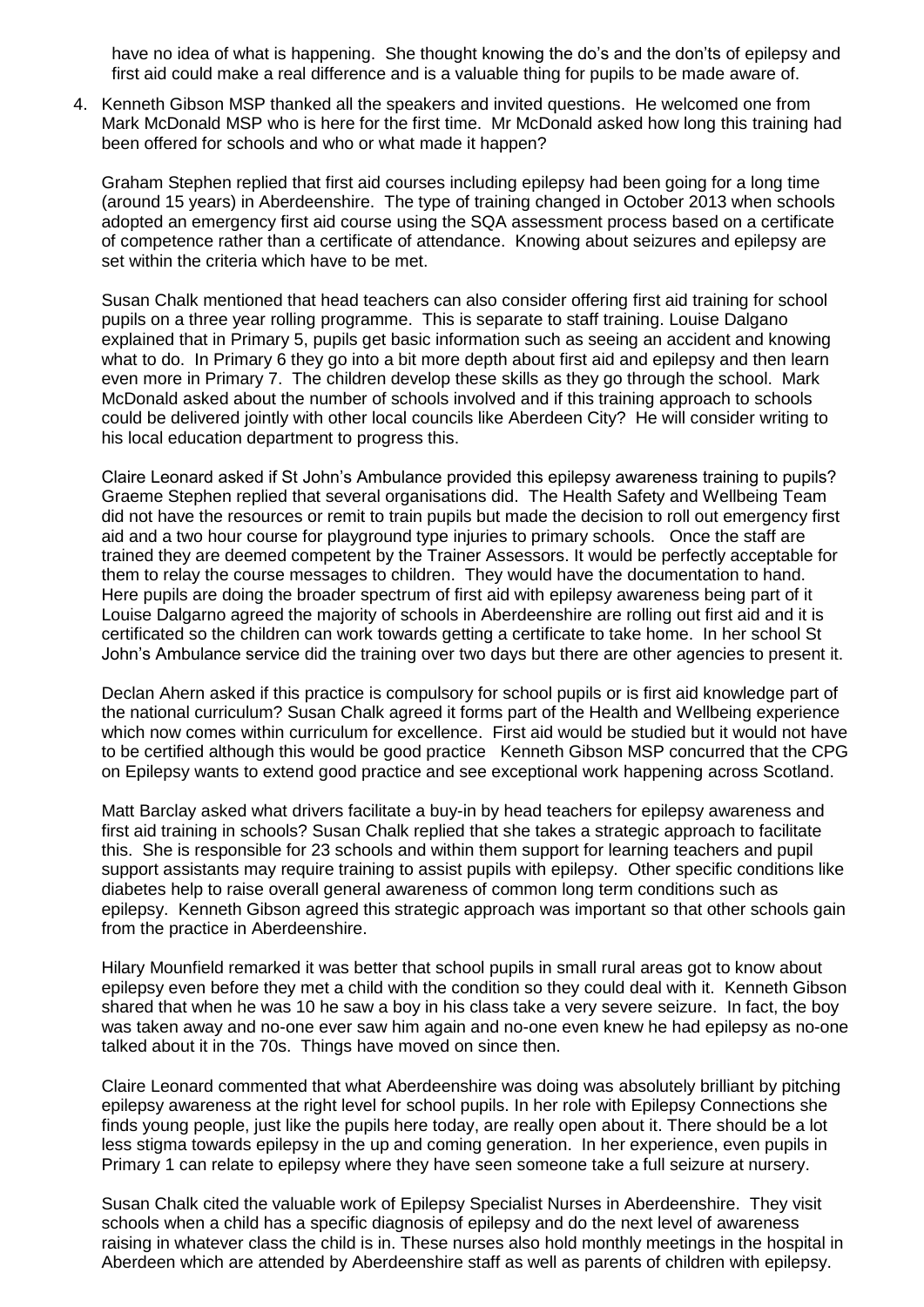have no idea of what is happening. She thought knowing the do's and the don'ts of epilepsy and first aid could make a real difference and is a valuable thing for pupils to be made aware of.

4. Kenneth Gibson MSP thanked all the speakers and invited questions. He welcomed one from Mark McDonald MSP who is here for the first time. Mr McDonald asked how long this training had been offered for schools and who or what made it happen?

   Graham Stephen replied that first aid courses including epilepsy had been going for a long time (around 15 years) in Aberdeenshire. The type of training changed in October 2013 when schools adopted an emergency first aid course using the SQA assessment process based on a certificate of competence rather than a certificate of attendance. Knowing about seizures and epilepsy are set within the criteria which have to be met.

   Susan Chalk mentioned that head teachers can also consider offering first aid training for school pupils on a three year rolling programme. This is separate to staff training. Louise Dalgano explained that in Primary 5, pupils get basic information such as seeing an accident and knowing what to do. In Primary 6 they go into a bit more depth about first aid and epilepsy and then learn even more in Primary 7. The children develop these skills as they go through the school. Mark McDonald asked about the number of schools involved and if this training approach to schools could be delivered jointly with other local councils like Aberdeen City? He will consider writing to his local education department to progress this.

   Claire Leonard asked if St John's Ambulance provided this epilepsy awareness training to pupils? Graeme Stephen replied that several organisations did. The Health Safety and Wellbeing Team did not have the resources or remit to train pupils but made the decision to roll out emergency first aid and a two hour course for playground type injuries to primary schools. Once the staff are trained they are deemed competent by the Trainer Assessors. It would be perfectly acceptable for them to relay the course messages to children. They would have the documentation to hand. Here pupils are doing the broader spectrum of first aid with epilepsy awareness being part of it Louise Dalgarno agreed the majority of schools in Aberdeenshire are rolling out first aid and it is certificated so the children can work towards getting a certificate to take home. In her school St John's Ambulance service did the training over two days but there are other agencies to present it.

   Declan Ahern asked if this practice is compulsory for school pupils or is first aid knowledge part of the national curriculum? Susan Chalk agreed it forms part of the Health and Wellbeing experience which now comes within curriculum for excellence. First aid would be studied but it would not have to be certified although this would be good practice Kenneth Gibson MSP concurred that the CPG on Epilepsy wants to extend good practice and see exceptional work happening across Scotland.

   Matt Barclay asked what drivers facilitate a buy-in by head teachers for epilepsy awareness and first aid training in schools? Susan Chalk replied that she takes a strategic approach to facilitate this. She is responsible for 23 schools and within them support for learning teachers and pupil support assistants may require training to assist pupils with epilepsy. Other specific conditions like diabetes help to raise overall general awareness of common long term conditions such as epilepsy. Kenneth Gibson agreed this strategic approach was important so that other schools gain from the practice in Aberdeenshire.

   Hilary Mounfield remarked it was better that school pupils in small rural areas got to know about epilepsy even before they met a child with the condition so they could deal with it. Kenneth Gibson shared that when he was 10 he saw a boy in his class take a very severe seizure. In fact, the boy was taken away and no-one ever saw him again and no-one even knew he had epilepsy as no-one talked about it in the 70s. Things have moved on since then.

   Claire Leonard commented that what Aberdeenshire was doing was absolutely brilliant by pitching epilepsy awareness at the right level for school pupils. In her role with Epilepsy Connections she finds young people, just like the pupils here today, are really open about it. There should be a lot less stigma towards epilepsy in the up and coming generation. In her experience, even pupils in Primary 1 can relate to epilepsy where they have seen someone take a full seizure at nursery.

   Susan Chalk cited the valuable work of Epilepsy Specialist Nurses in Aberdeenshire. They visit schools when a child has a specific diagnosis of epilepsy and do the next level of awareness raising in whatever class the child is in. These nurses also hold monthly meetings in the hospital in Aberdeen which are attended by Aberdeenshire staff as well as parents of children with epilepsy.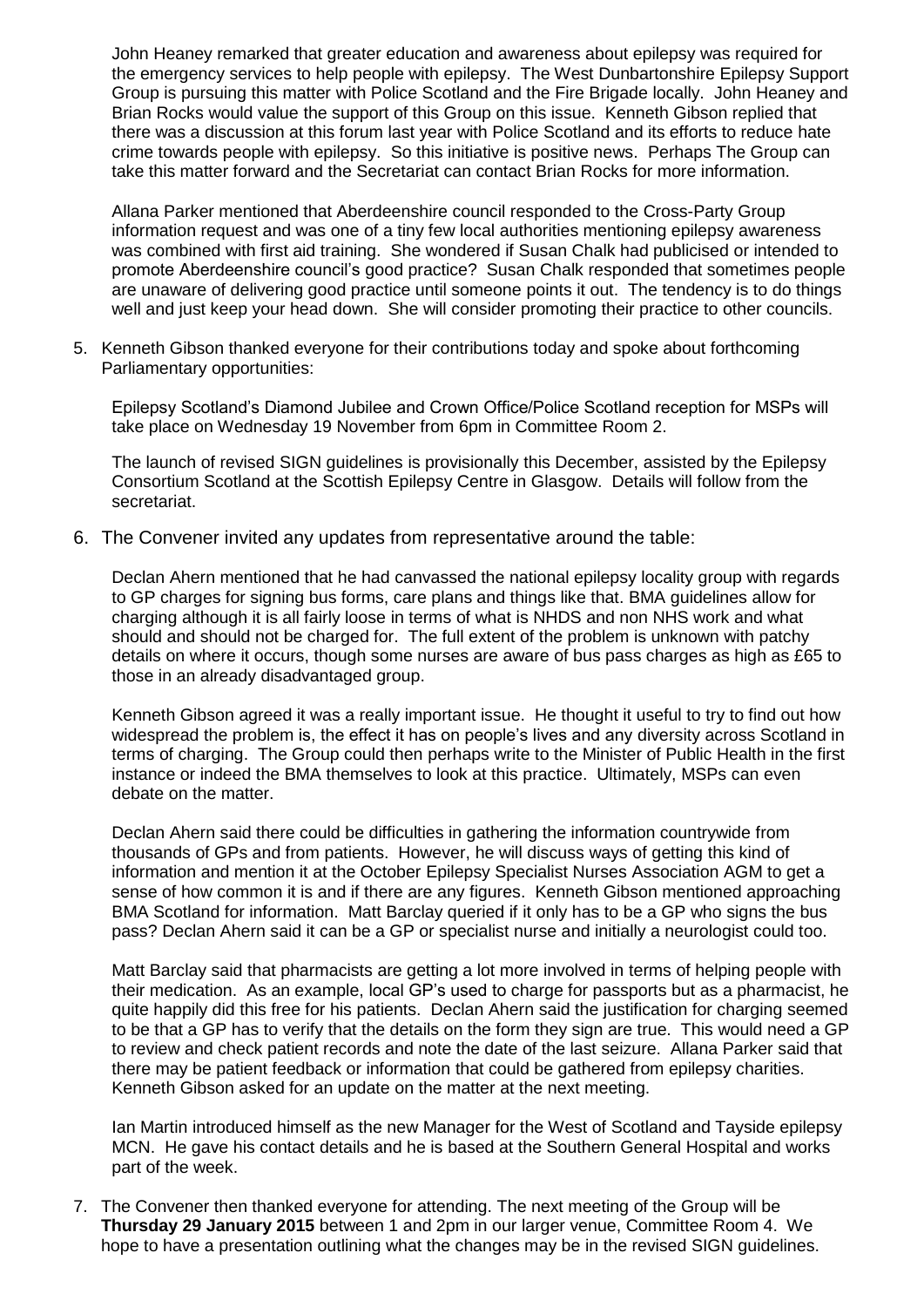John Heaney remarked that greater education and awareness about epilepsy was required for the emergency services to help people with epilepsy. The West Dunbartonshire Epilepsy Support Group is pursuing this matter with Police Scotland and the Fire Brigade locally. John Heaney and Brian Rocks would value the support of this Group on this issue. Kenneth Gibson replied that there was a discussion at this forum last year with Police Scotland and its efforts to reduce hate crime towards people with epilepsy. So this initiative is positive news. Perhaps The Group can take this matter forward and the Secretariat can contact Brian Rocks for more information.

Allana Parker mentioned that Aberdeenshire council responded to the Cross-Party Group information request and was one of a tiny few local authorities mentioning epilepsy awareness was combined with first aid training. She wondered if Susan Chalk had publicised or intended to promote Aberdeenshire council's good practice? Susan Chalk responded that sometimes people are unaware of delivering good practice until someone points it out. The tendency is to do things well and just keep your head down. She will consider promoting their practice to other councils.

5. Kenneth Gibson thanked everyone for their contributions today and spoke about forthcoming Parliamentary opportunities:

   Epilepsy Scotland's Diamond Jubilee and Crown Office/Police Scotland reception for MSPs will take place on Wednesday 19 November from 6pm in Committee Room 2.

   The launch of revised SIGN guidelines is provisionally this December, assisted by the Epilepsy Consortium Scotland at the Scottish Epilepsy Centre in Glasgow. Details will follow from the secretariat.

6. The Convener invited any updates from representative around the table:

   Declan Ahern mentioned that he had canvassed the national epilepsy locality group with regards to GP charges for signing bus forms, care plans and things like that. BMA guidelines allow for charging although it is all fairly loose in terms of what is NHDS and non NHS work and what should and should not be charged for. The full extent of the problem is unknown with patchy details on where it occurs, though some nurses are aware of bus pass charges as high as £65 to those in an already disadvantaged group.

   Kenneth Gibson agreed it was a really important issue. He thought it useful to try to find out how widespread the problem is, the effect it has on people's lives and any diversity across Scotland in terms of charging. The Group could then perhaps write to the Minister of Public Health in the first instance or indeed the BMA themselves to look at this practice. Ultimately, MSPs can even debate on the matter.

   Declan Ahern said there could be difficulties in gathering the information countrywide from thousands of GPs and from patients. However, he will discuss ways of getting this kind of information and mention it at the October Epilepsy Specialist Nurses Association AGM to get a sense of how common it is and if there are any figures. Kenneth Gibson mentioned approaching BMA Scotland for information. Matt Barclay queried if it only has to be a GP who signs the bus pass? Declan Ahern said it can be a GP or specialist nurse and initially a neurologist could too.

   Matt Barclay said that pharmacists are getting a lot more involved in terms of helping people with their medication. As an example, local GP's used to charge for passports but as a pharmacist, he quite happily did this free for his patients. Declan Ahern said the justification for charging seemed to be that a GP has to verify that the details on the form they sign are true. This would need a GP to review and check patient records and note the date of the last seizure. Allana Parker said that there may be patient feedback or information that could be gathered from epilepsy charities. Kenneth Gibson asked for an update on the matter at the next meeting.

   Ian Martin introduced himself as the new Manager for the West of Scotland and Tayside epilepsy MCN. He gave his contact details and he is based at the Southern General Hospital and works part of the week.

7. The Convener then thanked everyone for attending. The next meeting of the Group will be **Thursday 29 January 2015** between 1 and 2pm in our larger venue, Committee Room 4. We hope to have a presentation outlining what the changes may be in the revised SIGN guidelines.